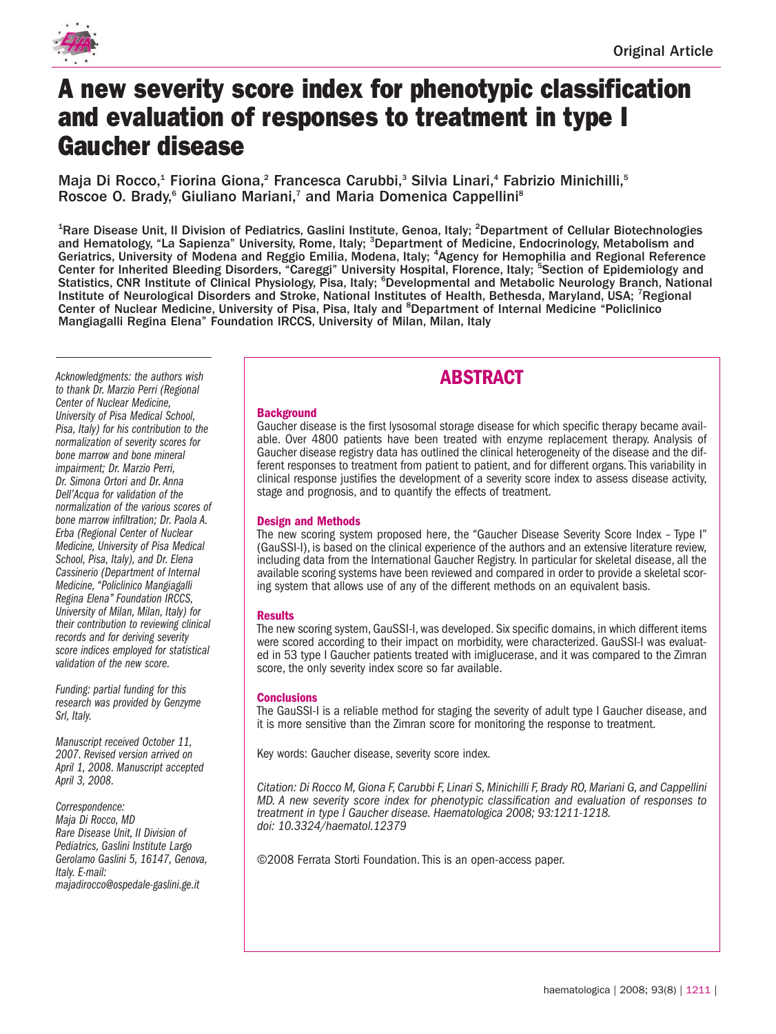Original Article

# A new severity score index for phenotypic classification and evaluation of responses to treatment in type I Gaucher disease

Maja Di Rocco,[1] Fiorina Giona,[2] Francesca Carubbi,[3] Silvia Linari,[4] Fabrizio Minichilli,[5] Roscoe O. Brady,[6] Giuliano Mariani,[7] and Maria Domenica Cappellini[8]

[1]Rare Disease Unit, II Division of Pediatrics, Gaslini Institute, Genoa, Italy; [2]Department of Cellular Biotechnologies and Hematology, "La Sapienza" University, Rome, Italy; [3]Department of Medicine, Endocrinology, Metabolism and Geriatrics, University of Modena and Reggio Emilia, Modena, Italy; [4]Agency for Hemophilia and Regional Reference Center for Inherited Bleeding Disorders, "Careggi" University Hospital, Florence, Italy; [5]Section of Epidemiology and Statistics, CNR Institute of Clinical Physiology, Pisa, Italy; [6]Developmental and Metabolic Neurology Branch, National Institute of Neurological Disorders and Stroke, National Institutes of Health, Bethesda, Maryland, USA; [7]Regional Center of Nuclear Medicine, University of Pisa, Pisa, Italy and [8]Department of Internal Medicine "Policlinico Mangiagalli Regina Elena" Foundation IRCCS, University of Milan, Milan, Italy

## ABSTRACT

### Background

Gaucher disease is the first lysosomal storage disease for which specific therapy became available. Over 4800 patients have been treated with enzyme replacement therapy. Analysis of Gaucher disease registry data has outlined the clinical heterogeneity of the disease and the different responses to treatment from patient to patient, and for different organs. This variability in clinical response justifies the development of a severity score index to assess disease activity, stage and prognosis, and to quantify the effects of treatment.

### Design and Methods

The new scoring system proposed here, the "Gaucher Disease Severity Score Index – Type I" (GauSSI-I), is based on the clinical experience of the authors and an extensive literature review, including data from the International Gaucher Registry. In particular for skeletal disease, all the available scoring systems have been reviewed and compared in order to provide a skeletal scoring system that allows use of any of the different methods on an equivalent basis.

### Results

The new scoring system, GauSSI-I, was developed. Six specific domains, in which different items were scored according to their impact on morbidity, were characterized. GauSSI-I was evaluated in 53 type I Gaucher patients treated with imiglucerase, and it was compared to the Zimran score, the only severity index score so far available.

### Conclusions

The GauSSI-I is a reliable method for staging the severity of adult type I Gaucher disease, and it is more sensitive than the Zimran score for monitoring the response to treatment.

Key words: Gaucher disease, severity score index.

*Citation: Di Rocco M, Giona F, Carubbi F, Linari S, Minichilli F, Brady RO, Mariani G, and Cappellini MD. A new severity score index for phenotypic classification and evaluation of responses to treatment in type I Gaucher disease. Haematologica 2008; 93:1211-1218. doi: 10.3324/haematol.12379*

©2008 Ferrata Storti Foundation. This is an open-access paper.

*Acknowledgments: the authors wish to thank Dr. Marzio Perri (Regional Center of Nuclear Medicine, University of Pisa Medical School, Pisa, Italy) for his contribution to the normalization of severity scores for bone marrow and bone mineral impairment; Dr. Marzio Perri, Dr. Simona Ortori and Dr. Anna Dell'Acqua for validation of the normalization of the various scores of bone marrow infiltration; Dr. Paola A. Erba (Regional Center of Nuclear Medicine, University of Pisa Medical School, Pisa, Italy), and Dr. Elena Cassinerio (Department of Internal Medicine, "Policlinico Mangiagalli Regina Elena" Foundation IRCCS, University of Milan, Milan, Italy) for their contribution to reviewing clinical records and for deriving severity score indices employed for statistical validation of the new score.*

*Funding: partial funding for this research was provided by Genzyme Srl, Italy.*

*Manuscript received October 11, 2007. Revised version arrived on April 1, 2008. Manuscript accepted April 3, 2008.*

*Correspondence: Maja Di Rocco, MD Rare Disease Unit, II Division of Pediatrics, Gaslini Institute Largo Gerolamo Gaslini 5, 16147, Genova, Italy. E-mail: majadirocco@ospedale-gaslini.ge.it*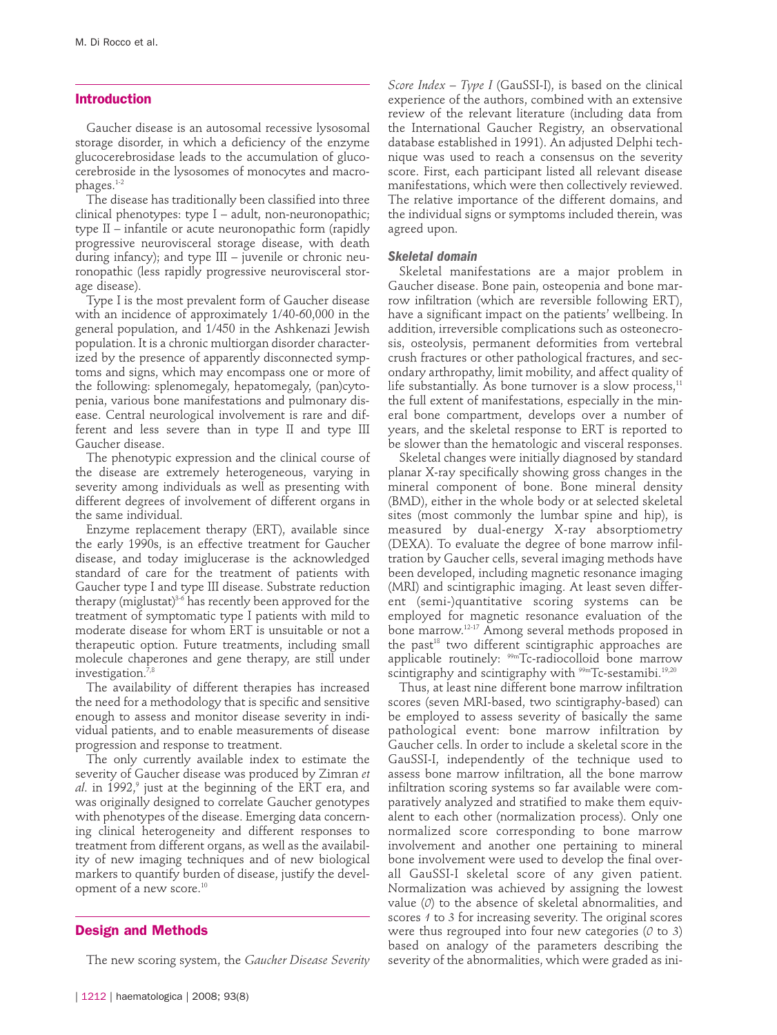## Introduction

Gaucher disease is an autosomal recessive lysosomal storage disorder, in which a deficiency of the enzyme glucocerebrosidase leads to the accumulation of glucocerebroside in the lysosomes of monocytes and macrophages.[1-2]

The disease has traditionally been classified into three clinical phenotypes: type I – adult, non-neuronopathic; type II – infantile or acute neuronopathic form (rapidly progressive neurovisceral storage disease, with death during infancy); and type III – juvenile or chronic neuronopathic (less rapidly progressive neurovisceral storage disease).

Type I is the most prevalent form of Gaucher disease with an incidence of approximately 1/40-60,000 in the general population, and 1/450 in the Ashkenazi Jewish population. It is a chronic multiorgan disorder characterized by the presence of apparently disconnected symptoms and signs, which may encompass one or more of the following: splenomegaly, hepatomegaly, (pan)cytopenia, various bone manifestations and pulmonary disease. Central neurological involvement is rare and different and less severe than in type II and type III Gaucher disease.

The phenotypic expression and the clinical course of the disease are extremely heterogeneous, varying in severity among individuals as well as presenting with different degrees of involvement of different organs in the same individual.

Enzyme replacement therapy (ERT), available since the early 1990s, is an effective treatment for Gaucher disease, and today imiglucerase is the acknowledged standard of care for the treatment of patients with Gaucher type I and type III disease. Substrate reduction therapy (miglustat)[3-6] has recently been approved for the treatment of symptomatic type I patients with mild to moderate disease for whom ERT is unsuitable or not a therapeutic option. Future treatments, including small molecule chaperones and gene therapy, are still under investigation.[7,8]

The availability of different therapies has increased the need for a methodology that is specific and sensitive enough to assess and monitor disease severity in individual patients, and to enable measurements of disease progression and response to treatment.

The only currently available index to estimate the severity of Gaucher disease was produced by Zimran *et al.* in 1992,[9] just at the beginning of the ERT era, and was originally designed to correlate Gaucher genotypes with phenotypes of the disease. Emerging data concerning clinical heterogeneity and different responses to treatment from different organs, as well as the availability of new imaging techniques and of new biological markers to quantify burden of disease, justify the development of a new score.[10]

## Design and Methods

The new scoring system, the *Gaucher Disease Severity Score Index – Type I* (GauSSI-I), is based on the clinical experience of the authors, combined with an extensive review of the relevant literature (including data from the International Gaucher Registry, an observational database established in 1991). An adjusted Delphi technique was used to reach a consensus on the severity score. First, each participant listed all relevant disease manifestations, which were then collectively reviewed. The relative importance of the different domains, and the individual signs or symptoms included therein, was agreed upon.

### Skeletal domain

Skeletal manifestations are a major problem in Gaucher disease. Bone pain, osteopenia and bone marrow infiltration (which are reversible following ERT), have a significant impact on the patients' wellbeing. In addition, irreversible complications such as osteonecrosis, osteolysis, permanent deformities from vertebral crush fractures or other pathological fractures, and secondary arthropathy, limit mobility, and affect quality of life substantially. As bone turnover is a slow process,[11] the full extent of manifestations, especially in the mineral bone compartment, develops over a number of years, and the skeletal response to ERT is reported to be slower than the hematologic and visceral responses.

Skeletal changes were initially diagnosed by standard planar X-ray specifically showing gross changes in the mineral component of bone. Bone mineral density (BMD), either in the whole body or at selected skeletal sites (most commonly the lumbar spine and hip), is measured by dual-energy X-ray absorptiometry (DEXA). To evaluate the degree of bone marrow infiltration by Gaucher cells, several imaging methods have been developed, including magnetic resonance imaging (MRI) and scintigraphic imaging. At least seven different (semi-)quantitative scoring systems can be employed for magnetic resonance evaluation of the bone marrow.[12-17] Among several methods proposed in the past[18] two different scintigraphic approaches are applicable routinely: $^{99m}$Tc-radiocolloid bone marrow scintigraphy and scintigraphy with $^{99m}$Tc-sestamibi.[19,20]

Thus, at least nine different bone marrow infiltration scores (seven MRI-based, two scintigraphy-based) can be employed to assess severity of basically the same pathological event: bone marrow infiltration by Gaucher cells. In order to include a skeletal score in the GauSSI-I, independently of the technique used to assess bone marrow infiltration, all the bone marrow infiltration scoring systems so far available were comparatively analyzed and stratified to make them equivalent to each other (normalization process). Only one normalized score corresponding to bone marrow involvement and another one pertaining to mineral bone involvement were used to develop the final overall GauSSI-I skeletal score of any given patient. Normalization was achieved by assigning the lowest value (*0*) to the absence of skeletal abnormalities, and scores *1* to *3* for increasing severity. The original scores were thus regrouped into four new categories (*0* to *3*) based on analogy of the parameters describing the severity of the abnormalities, which were graded as ini-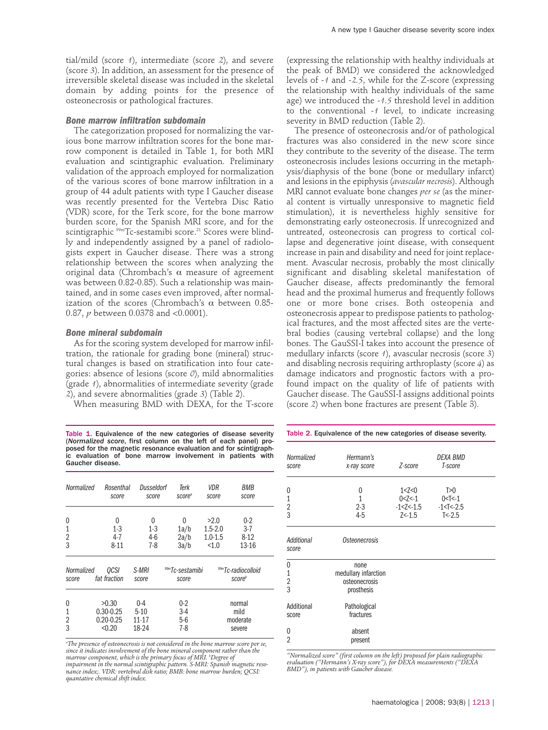tial/mild (score *1*), intermediate (score *2*), and severe (score *3*). In addition, an assessment for the presence of irreversible skeletal disease was included in the skeletal domain by adding points for the presence of osteonecrosis or pathological fractures.

### Bone marrow infiltration subdomain

The categorization proposed for normalizing the various bone marrow infiltration scores for the bone marrow component is detailed in Table 1, for both MRI evaluation and scintigraphic evaluation. Preliminary validation of the approach employed for normalization of the various scores of bone marrow infiltration in a group of 44 adult patients with type I Gaucher disease was recently presented for the Vertebra Disc Ratio (VDR) score, for the Terk score, for the bone marrow burden score, for the Spanish MRI score, and for the scintigraphic $^{99m}$Tc-sestamibi score.[21] Scores were blindly and independently assigned by a panel of radiologists expert in Gaucher disease. There was a strong relationship between the scores when analyzing the original data (Chrombach's α measure of agreement was between 0.82-0.85). Such a relationship was maintained, and in some cases even improved, after normalization of the scores (Chrombach's α between 0.85-0.87, *p* between 0.0378 and <0.0001).

### Bone mineral subdomain

As for the scoring system developed for marrow infiltration, the rationale for grading bone (mineral) structural changes is based on stratification into four categories: absence of lesions (score *0*), mild abnormalities (grade *1*), abnormalities of intermediate severity (grade *2*), and severe abnormalities (grade *3*) (Table 2).

When measuring BMD with DEXA, for the T-score (expressing the relationship with healthy individuals at the peak of BMD) we considered the acknowledged levels of *-1* and *-2.5*, while for the Z-score (expressing the relationship with healthy individuals of the same age) we introduced the *-1.5* threshold level in addition to the conventional *-1* level, to indicate increasing severity in BMD reduction (Table 2).

The presence of osteonecrosis and/or of pathological fractures was also considered in the new score since they contribute to the severity of the disease. The term osteonecrosis includes lesions occurring in the metaphysis/diaphysis of the bone (bone or medullary infarct) and lesions in the epiphysis (*avascular necrosis*). Although MRI cannot evaluate bone changes *per se* (as the mineral content is virtually unresponsive to magnetic field stimulation), it is nevertheless highly sensitive for demonstrating early osteonecrosis. If unrecognized and untreated, osteonecrosis can progress to cortical collapse and degenerative joint disease, with consequent increase in pain and disability and need for joint replacement. Avascular necrosis, probably the most clinically significant and disabling skeletal manifestation of Gaucher disease, affects predominantly the femoral head and the proximal humerus and frequently follows one or more bone crises. Both osteopenia and osteonecrosis appear to predispose patients to pathological fractures, and the most affected sites are the vertebral bodies (causing vertebral collapse) and the long bones. The GauSSI-I takes into account the presence of medullary infarcts (score *1*), avascular necrosis (score *3*) and disabling necrosis requiring arthroplasty (score *4*) as damage indicators and prognostic factors with a profound impact on the quality of life of patients with Gaucher disease. The GauSSI-I assigns additional points (score *2*) when bone fractures are present (Table 3).

**Table 1.** Equivalence of the new categories of disease severity (*Normalized score*, first column on the left of each panel) proposed for the magnetic resonance evaluation and for scintigraphic evaluation of bone marrow involvement in patients with Gaucher disease.

| *Normalized* | *Rosenthal score* | *Dusseldorf score* | *Terk score*[a] | *VDR score* | *BMB score* |
|---|---|---|---|---|---|
| 0 | 0 | 0 | 0 | >2.0 | 0-2 |
| 1 | 1-3 | 1-3 | 1a/b | 1.5-2.0 | 3-7 |
| 2 | 4-7 | 4-6 | 2a/b | 1.0-1.5 | 8-12 |
| 3 | 8-11 | 7-8 | 3a/b | <1.0 | 13-16 |

| *Normalized score* | *QCSI fat fraction* | *S-MRI score* | *$^{99m}$Tc-sestamibi score* | *$^{99m}$Tc-radiocolloid score*[b] |
|---|---|---|---|---|
| 0 | >0.30 | 0-4 | 0-2 | normal |
| 1 | 0.30-0.25 | 5-10 | 3-4 | mild |
| 2 | 0.20-0.25 | 11-17 | 5-6 | moderate |
| 3 | <0.20 | 18-24 | 7-8 | severe |

*[a]The presence of osteonecrosis is not considered in the bone marrow score per se, since it indicates involvement of the bone mineral component rather than the marrow component, which is the primary focus of MRI. [b]Degree of impairment in the normal scintigraphic pattern. S-MRI: Spanish magnetic resonance index;. VDR: vertebral disk ratio; BMB: bone marrow burden; QCSI: quantative chemical shift index.*

**Table 2.** Equivalence of the new categories of disease severity.

| *Normalized score* | *Hermann's x-ray score* | *Z-score* | *DEXA BMD T-score* |
|---|---|---|---|
| 0 | 0 | 1<Z<0 | T>0 |
| 1 | 1 | 0<Z<-1 | 0<T<-1 |
| 2 | 2-3 | -1<Z<-1.5 | -1<T<-2.5 |
| 3 | 4-5 | Z<-1.5 | T<-2.5 |
| *Additional score* | *Osteonecrosis* | | |
| 0 | none | | |
| 1 | medullary infarction | | |
| 2 | osteonecrosis | | |
| 3 | prosthesis | | |
| Additional score | Pathological fractures | | |
| 0 | absent | | |
| 2 | present | | |

*"Normalized score" (first column on the left) proposed for plain radiographic evaluation ("Hermann's X-ray score"), for DEXA measurements ("DEXA BMD"), in patients with Gaucher disease.*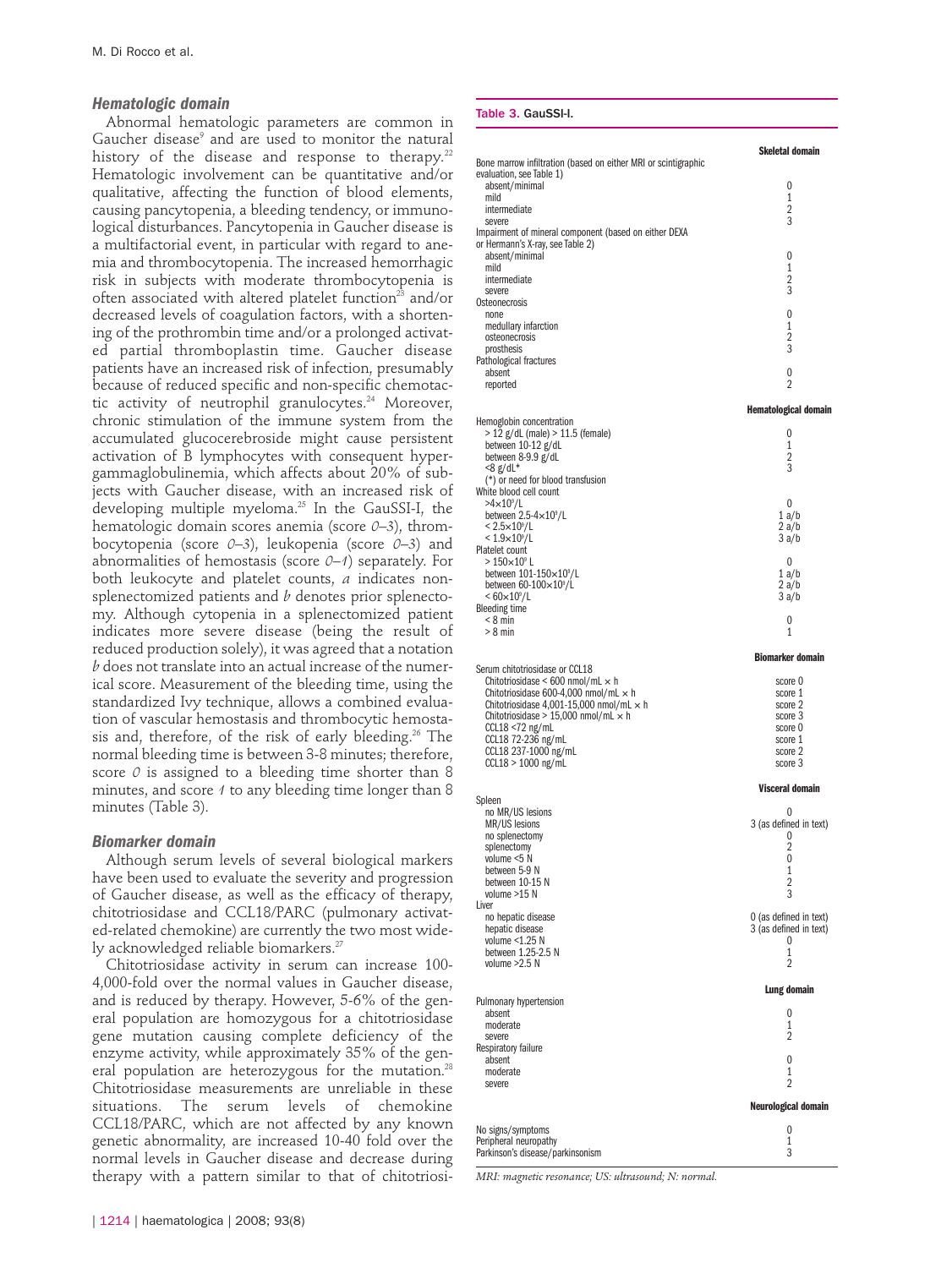### Hematologic domain

Abnormal hematologic parameters are common in Gaucher disease[9] and are used to monitor the natural history of the disease and response to therapy.[22] Hematologic involvement can be quantitative and/or qualitative, affecting the function of blood elements, causing pancytopenia, a bleeding tendency, or immunological disturbances. Pancytopenia in Gaucher disease is a multifactorial event, in particular with regard to anemia and thrombocytopenia. The increased hemorrhagic risk in subjects with moderate thrombocytopenia is often associated with altered platelet function[23] and/or decreased levels of coagulation factors, with a shortening of the prothrombin time and/or a prolonged activated partial thromboplastin time. Gaucher disease patients have an increased risk of infection, presumably because of reduced specific and non-specific chemotactic activity of neutrophil granulocytes.[24] Moreover, chronic stimulation of the immune system from the accumulated glucocerebroside might cause persistent activation of B lymphocytes with consequent hypergammaglobulinemia, which affects about 20% of subjects with Gaucher disease, with an increased risk of developing multiple myeloma.[25] In the GauSSI-I, the hematologic domain scores anemia (score *0*–*3*), thrombocytopenia (score *0*–*3*), leukopenia (score *0*–*3*) and abnormalities of hemostasis (score *0*–*1*) separately. For both leukocyte and platelet counts, *a* indicates non-splenectomized patients and *b* denotes prior splenectomy. Although cytopenia in a splenectomized patient indicates more severe disease (being the result of reduced production solely), it was agreed that a notation *b* does not translate into an actual increase of the numerical score. Measurement of the bleeding time, using the standardized Ivy technique, allows a combined evaluation of vascular hemostasis and thrombocytic hemostasis and, therefore, of the risk of early bleeding.[26] The normal bleeding time is between 3-8 minutes; therefore, score *0* is assigned to a bleeding time shorter than 8 minutes, and score *1* to any bleeding time longer than 8 minutes (Table 3).

### Biomarker domain

Although serum levels of several biological markers have been used to evaluate the severity and progression of Gaucher disease, as well as the efficacy of therapy, chitotriosidase and CCL18/PARC (pulmonary activated-related chemokine) are currently the two most widely acknowledged reliable biomarkers.[27]

Chitotriosidase activity in serum can increase 100-4,000-fold over the normal values in Gaucher disease, and is reduced by therapy. However, 5-6% of the general population are homozygous for a chitotriosidase gene mutation causing complete deficiency of the enzyme activity, while approximately 35% of the general population are heterozygous for the mutation.[28] Chitotriosidase measurements are unreliable in these situations. The serum levels of chemokine CCL18/PARC, which are not affected by any known genetic abnormality, are increased 10-40 fold over the normal levels in Gaucher disease and decrease during therapy with a pattern similar to that of chitotriosi-

**Table 3.** GauSSI-I.

| | |
|---|---|
| | **Skeletal domain** |
| Bone marrow infiltration (based on either MRI or scintigraphic evaluation, see Table 1) | |
| absent/minimal | 0 |
| mild | 1 |
| intermediate | 2 |
| severe | 3 |
| Impairment of mineral component (based on either DEXA or Hermann's X-ray, see Table 2) | |
| absent/minimal | 0 |
| mild | 1 |
| intermediate | 2 |
| severe | 3 |
| Osteonecrosis | |
| none | 0 |
| medullary infarction | 1 |
| osteonecrosis | 2 |
| prosthesis | 3 |
| Pathological fractures | |
| absent | 0 |
| reported | 2 |
| | **Hematological domain** |
| Hemoglobin concentration | |
| > 12 g/dL (male) > 11.5 (female) | 0 |
| between 10-12 g/dL | 1 |
| between 8-9.9 g/dL | 2 |
| <8 g/dL* | 3 |
| (*) or need for blood transfusion | |
| White blood cell count | |
| $>4\times10^9$/L | 0 |
| between $2.5\text{-}4\times10^9$/L | 1 a/b |
| $< 2.5\times10^9$/L | 2 a/b |
| $< 1.9\times10^9$/L | 3 a/b |
| Platelet count | |
| $> 150\times10^9$ L | 0 |
| between $101\text{-}150\times10^9$/L | 1 a/b |
| between $60\text{-}100\times10^9$/L | 2 a/b |
| $< 60\times10^9$/L | 3 a/b |
| Bleeding time | |
| < 8 min | 0 |
| > 8 min | 1 |
| | **Biomarker domain** |
| Serum chitotriosidase or CCL18 | |
| Chitotriosidase < 600 nmol/mL × h | score 0 |
| Chitotriosidase 600-4,000 nmol/mL × h | score 1 |
| Chitotriosidase 4,001-15,000 nmol/mL × h | score 2 |
| Chitotriosidase > 15,000 nmol/mL × h | score 3 |
| CCL18 <72 ng/mL | score 0 |
| CCL18 72-236 ng/mL | score 1 |
| CCL18 237-1000 ng/mL | score 2 |
| CCL18 > 1000 ng/mL | score 3 |
| | **Visceral domain** |
| Spleen | |
| no MR/US lesions | 0 |
| MR/US lesions | 3 (as defined in text) |
| no splenectomy | 0 |
| splenectomy | 2 |
| volume <5 N | 0 |
| between 5-9 N | 1 |
| between 10-15 N | 2 |
| volume >15 N | 3 |
| Liver | |
| no hepatic disease | 0 (as defined in text) |
| hepatic disease | 3 (as defined in text) |
| volume <1.25 N | 0 |
| between 1.25-2.5 N | 1 |
| volume >2.5 N | 2 |
| | **Lung domain** |
| Pulmonary hypertension | |
| absent | 0 |
| moderate | 1 |
| severe | 2 |
| Respiratory failure | |
| absent | 0 |
| moderate | 1 |
| severe | 2 |
| | **Neurological domain** |
| No signs/symptoms | 0 |
| Peripheral neuropathy | 1 |
| Parkinson's disease/parkinsonism | 3 |

*MRI: magnetic resonance; US: ultrasound; N: normal.*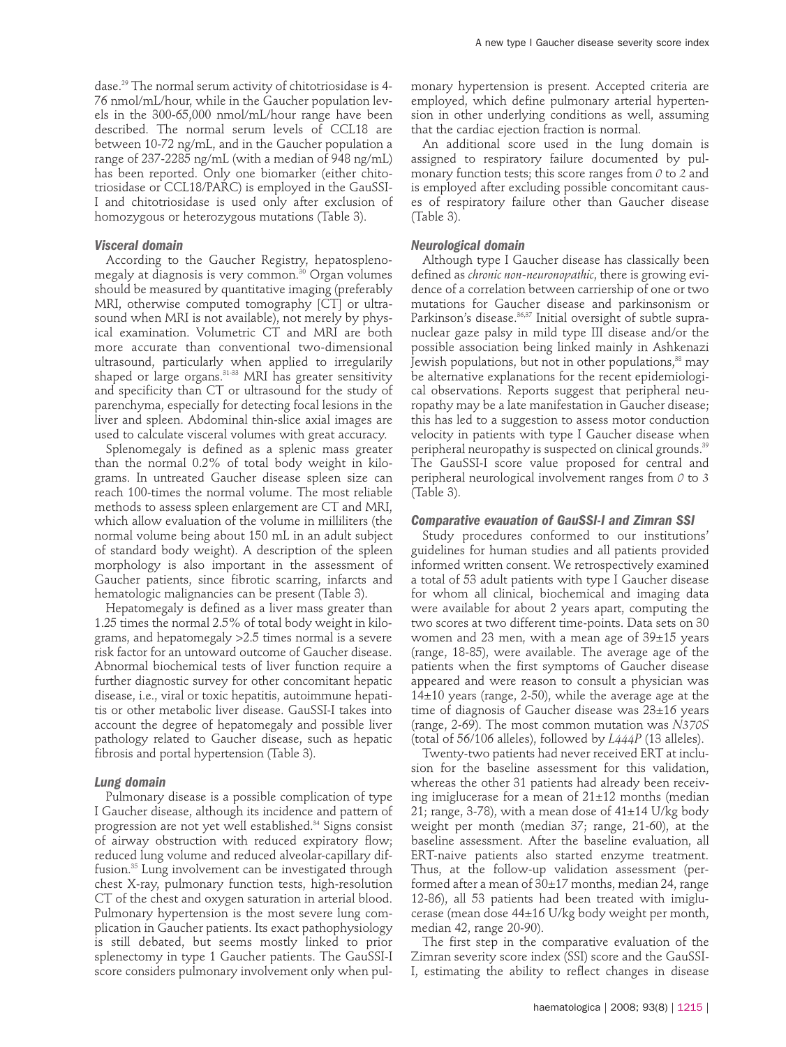dase.[29] The normal serum activity of chitotriosidase is 4-76 nmol/mL/hour, while in the Gaucher population levels in the 300-65,000 nmol/mL/hour range have been described. The normal serum levels of CCL18 are between 10-72 ng/mL, and in the Gaucher population a range of 237-2285 ng/mL (with a median of 948 ng/mL) has been reported. Only one biomarker (either chitotriosidase or CCL18/PARC) is employed in the GauSSI-I and chitotriosidase is used only after exclusion of homozygous or heterozygous mutations (Table 3).

### Visceral domain

According to the Gaucher Registry, hepatosplenomegaly at diagnosis is very common.[30] Organ volumes should be measured by quantitative imaging (preferably MRI, otherwise computed tomography [CT] or ultrasound when MRI is not available), not merely by physical examination. Volumetric CT and MRI are both more accurate than conventional two-dimensional ultrasound, particularly when applied to irregularily shaped or large organs.[31-33] MRI has greater sensitivity and specificity than CT or ultrasound for the study of parenchyma, especially for detecting focal lesions in the liver and spleen. Abdominal thin-slice axial images are used to calculate visceral volumes with great accuracy.

Splenomegaly is defined as a splenic mass greater than the normal 0.2% of total body weight in kilograms. In untreated Gaucher disease spleen size can reach 100-times the normal volume. The most reliable methods to assess spleen enlargement are CT and MRI, which allow evaluation of the volume in milliliters (the normal volume being about 150 mL in an adult subject of standard body weight). A description of the spleen morphology is also important in the assessment of Gaucher patients, since fibrotic scarring, infarcts and hematologic malignancies can be present (Table 3).

Hepatomegaly is defined as a liver mass greater than 1.25 times the normal 2.5% of total body weight in kilograms, and hepatomegaly >2.5 times normal is a severe risk factor for an untoward outcome of Gaucher disease. Abnormal biochemical tests of liver function require a further diagnostic survey for other concomitant hepatic disease, i.e., viral or toxic hepatitis, autoimmune hepatitis or other metabolic liver disease. GauSSI-I takes into account the degree of hepatomegaly and possible liver pathology related to Gaucher disease, such as hepatic fibrosis and portal hypertension (Table 3).

### Lung domain

Pulmonary disease is a possible complication of type I Gaucher disease, although its incidence and pattern of progression are not yet well established.[34] Signs consist of airway obstruction with reduced expiratory flow; reduced lung volume and reduced alveolar-capillary diffusion.[35] Lung involvement can be investigated through chest X-ray, pulmonary function tests, high-resolution CT of the chest and oxygen saturation in arterial blood. Pulmonary hypertension is the most severe lung complication in Gaucher patients. Its exact pathophysiology is still debated, but seems mostly linked to prior splenectomy in type 1 Gaucher patients. The GauSSI-I score considers pulmonary involvement only when pulmonary hypertension is present. Accepted criteria are employed, which define pulmonary arterial hypertension in other underlying conditions as well, assuming that the cardiac ejection fraction is normal.

An additional score used in the lung domain is assigned to respiratory failure documented by pulmonary function tests; this score ranges from *0* to *2* and is employed after excluding possible concomitant causes of respiratory failure other than Gaucher disease (Table 3).

### Neurological domain

Although type I Gaucher disease has classically been defined as *chronic non-neuronopathic*, there is growing evidence of a correlation between carriership of one or two mutations for Gaucher disease and parkinsonism or Parkinson's disease.[36,37] Initial oversight of subtle supranuclear gaze palsy in mild type III disease and/or the possible association being linked mainly in Ashkenazi Jewish populations, but not in other populations,[38] may be alternative explanations for the recent epidemiological observations. Reports suggest that peripheral neuropathy may be a late manifestation in Gaucher disease; this has led to a suggestion to assess motor conduction velocity in patients with type I Gaucher disease when peripheral neuropathy is suspected on clinical grounds.[39] The GauSSI-I score value proposed for central and peripheral neurological involvement ranges from *0* to *3* (Table 3).

### Comparative evauation of GauSSI-I and Zimran SSI

Study procedures conformed to our institutions' guidelines for human studies and all patients provided informed written consent. We retrospectively examined a total of 53 adult patients with type I Gaucher disease for whom all clinical, biochemical and imaging data were available for about 2 years apart, computing the two scores at two different time-points. Data sets on 30 women and 23 men, with a mean age of 39±15 years (range, 18-85), were available. The average age of the patients when the first symptoms of Gaucher disease appeared and were reason to consult a physician was 14±10 years (range, 2-50), while the average age at the time of diagnosis of Gaucher disease was 23±16 years (range, 2-69). The most common mutation was *N370S* (total of 56/106 alleles), followed by *L444P* (13 alleles).

Twenty-two patients had never received ERT at inclusion for the baseline assessment for this validation, whereas the other 31 patients had already been receiving imiglucerase for a mean of 21±12 months (median 21; range, 3-78), with a mean dose of 41±14 U/kg body weight per month (median 37; range, 21-60), at the baseline assessment. After the baseline evaluation, all ERT-naive patients also started enzyme treatment. Thus, at the follow-up validation assessment (performed after a mean of 30±17 months, median 24, range 12-86), all 53 patients had been treated with imiglucerase (mean dose 44±16 U/kg body weight per month, median 42, range 20-90).

The first step in the comparative evaluation of the Zimran severity score index (SSI) score and the GauSSI-I, estimating the ability to reflect changes in disease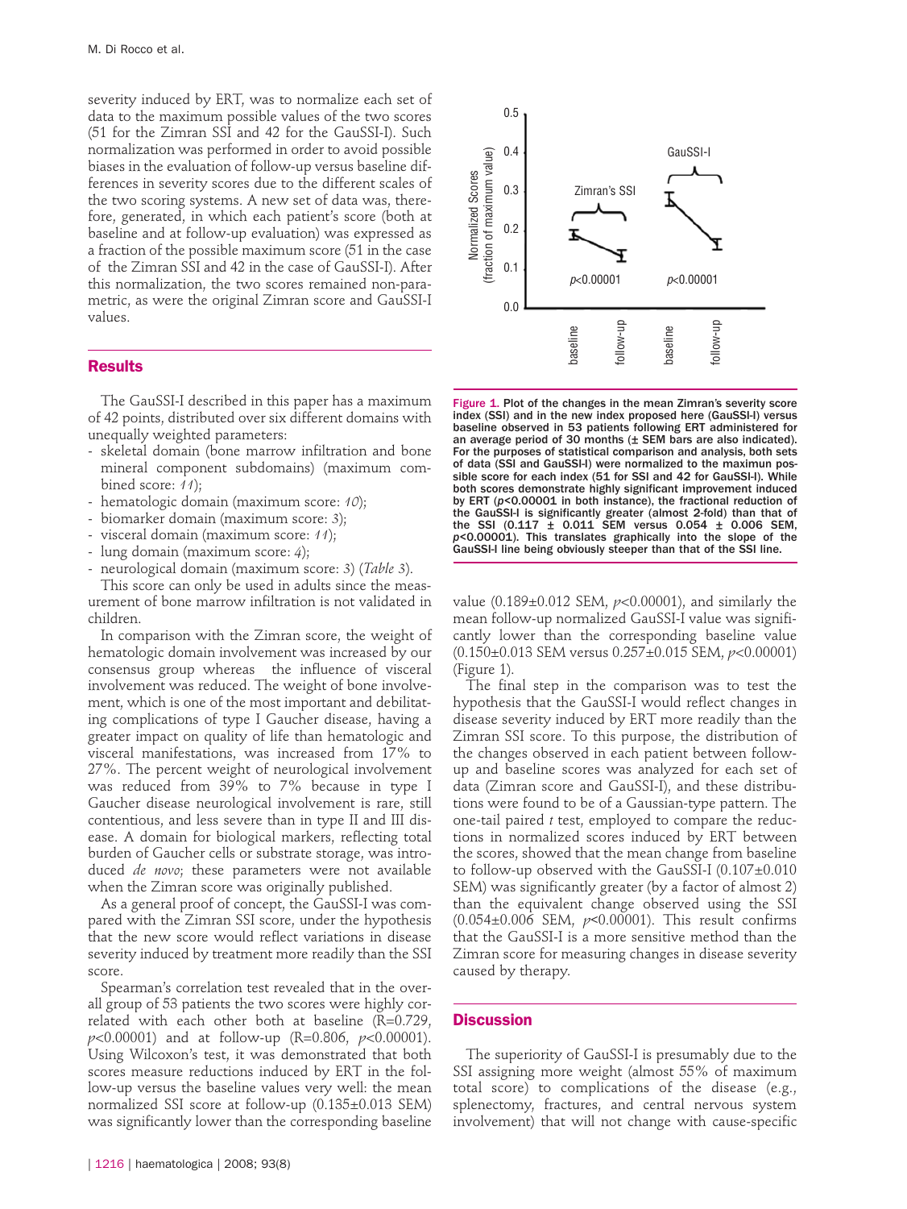severity induced by ERT, was to normalize each set of data to the maximum possible values of the two scores (51 for the Zimran SSI and 42 for the GauSSI-I). Such normalization was performed in order to avoid possible biases in the evaluation of follow-up versus baseline differences in severity scores due to the different scales of the two scoring systems. A new set of data was, therefore, generated, in which each patient's score (both at baseline and at follow-up evaluation) was expressed as a fraction of the possible maximum score (51 in the case of the Zimran SSI and 42 in the case of GauSSI-I). After this normalization, the two scores remained non-parametric, as were the original Zimran score and GauSSI-I values.

## Results

The GauSSI-I described in this paper has a maximum of 42 points, distributed over six different domains with unequally weighted parameters:

- skeletal domain (bone marrow infiltration and bone mineral component subdomains) (maximum combined score: *11*);
- hematologic domain (maximum score: *10*);
- biomarker domain (maximum score: *3*);
- visceral domain (maximum score: *11*);
- lung domain (maximum score: *4*);
- neurological domain (maximum score: 3) (*Table 3*).

This score can only be used in adults since the measurement of bone marrow infiltration is not validated in children.

In comparison with the Zimran score, the weight of hematologic domain involvement was increased by our consensus group whereas the influence of visceral involvement was reduced. The weight of bone involvement, which is one of the most important and debilitating complications of type I Gaucher disease, having a greater impact on quality of life than hematologic and visceral manifestations, was increased from 17% to 27%. The percent weight of neurological involvement was reduced from 39% to 7% because in type I Gaucher disease neurological involvement is rare, still contentious, and less severe than in type II and III disease. A domain for biological markers, reflecting total burden of Gaucher cells or substrate storage, was introduced *de novo*; these parameters were not available when the Zimran score was originally published.

As a general proof of concept, the GauSSI-I was compared with the Zimran SSI score, under the hypothesis that the new score would reflect variations in disease severity induced by treatment more readily than the SSI score.

Spearman's correlation test revealed that in the overall group of 53 patients the two scores were highly correlated with each other both at baseline (R=0.729, $p$<0.00001) and at follow-up (R=0.806, $p$<0.00001). Using Wilcoxon's test, it was demonstrated that both scores measure reductions induced by ERT in the follow-up versus the baseline values very well: the mean normalized SSI score at follow-up (0.135±0.013 SEM) was significantly lower than the corresponding baseline value (0.189±0.012 SEM, $p$<0.00001), and similarly the mean follow-up normalized GauSSI-I value was significantly lower than the corresponding baseline value (0.150±0.013 SEM versus 0.257±0.015 SEM, $p$<0.00001) (Figure 1).

**Figure 1.** Plot of the changes in the mean Zimran's severity score index (SSI) and in the new index proposed here (GauSSI-I) versus baseline observed in 53 patients following ERT administered for an average period of 30 months (± SEM bars are also indicated). For the purposes of statistical comparison and analysis, both sets of data (SSI and GauSSI-I) were normalized to the maximun possible score for each index (51 for SSI and 42 for GauSSI-I). While both scores demonstrate highly significant improvement induced by ERT ($p$<0.00001 in both instance), the fractional reduction of the GauSSI-I is significantly greater (almost 2-fold) than that of the SSI (0.117 ± 0.011 SEM versus 0.054 ± 0.006 SEM, $p$<0.00001). This translates graphically into the slope of the GauSSI-I line being obviously steeper than that of the SSI line.

The final step in the comparison was to test the hypothesis that the GauSSI-I would reflect changes in disease severity induced by ERT more readily than the Zimran SSI score. To this purpose, the distribution of the changes observed in each patient between follow-up and baseline scores was analyzed for each set of data (Zimran score and GauSSI-I), and these distributions were found to be of a Gaussian-type pattern. The one-tail paired $t$ test, employed to compare the reductions in normalized scores induced by ERT between the scores, showed that the mean change from baseline to follow-up observed with the GauSSI-I (0.107±0.010 SEM) was significantly greater (by a factor of almost 2) than the equivalent change observed using the SSI (0.054±0.006 SEM, $p$<0.00001). This result confirms that the GauSSI-I is a more sensitive method than the Zimran score for measuring changes in disease severity caused by therapy.

## Discussion

The superiority of GauSSI-I is presumably due to the SSI assigning more weight (almost 55% of maximum total score) to complications of the disease (e.g., splenectomy, fractures, and central nervous system involvement) that will not change with cause-specific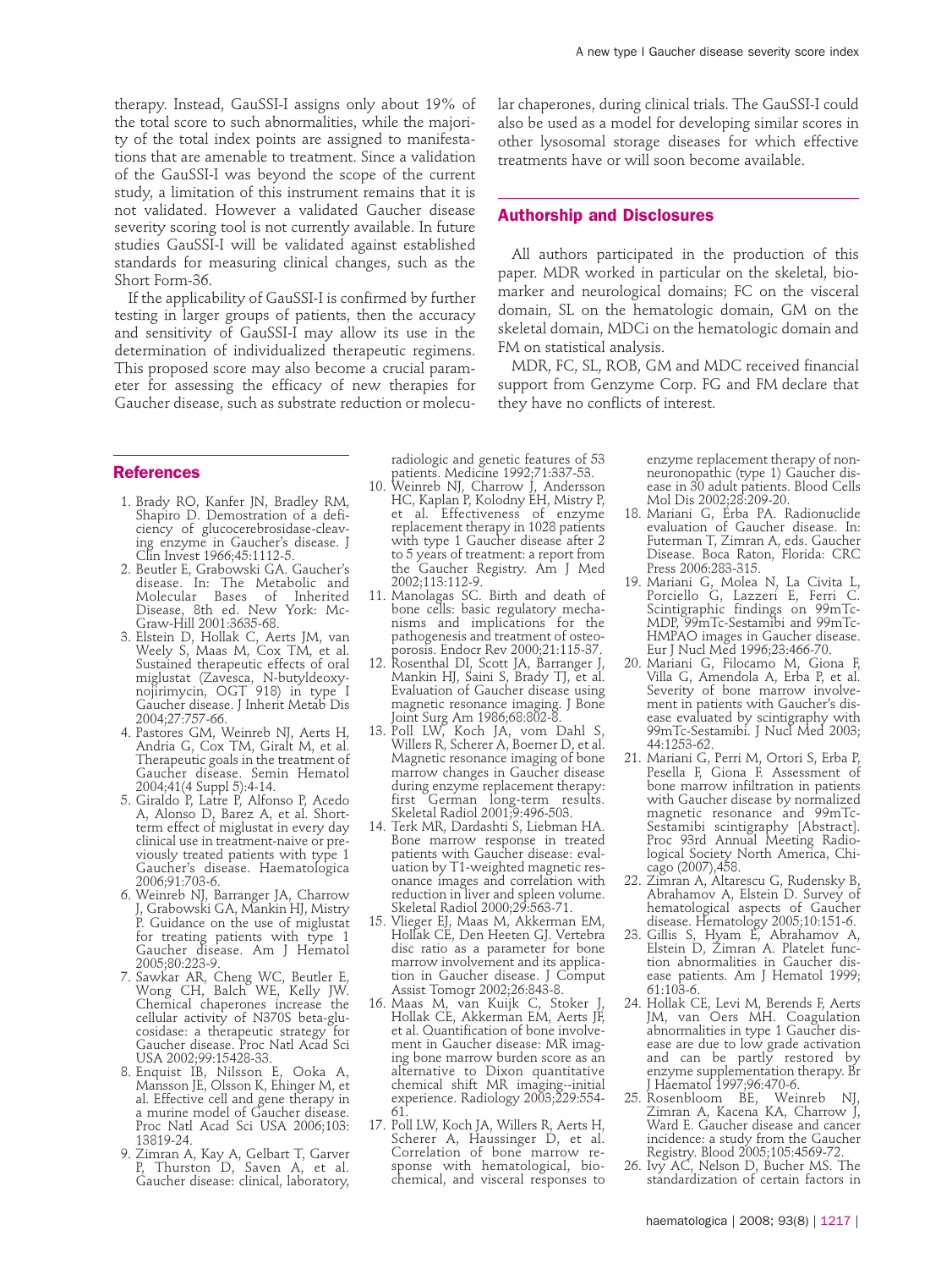therapy. Instead, GauSSI-I assigns only about 19% of the total score to such abnormalities, while the majority of the total index points are assigned to manifestations that are amenable to treatment. Since a validation of the GauSSI-I was beyond the scope of the current study, a limitation of this instrument remains that it is not validated. However a validated Gaucher disease severity scoring tool is not currently available. In future studies GauSSI-I will be validated against established standards for measuring clinical changes, such as the Short Form-36.

If the applicability of GauSSI-I is confirmed by further testing in larger groups of patients, then the accuracy and sensitivity of GauSSI-I may allow its use in the determination of individualized therapeutic regimens. This proposed score may also become a crucial parameter for assessing the efficacy of new therapies for Gaucher disease, such as substrate reduction or molecular chaperones, during clinical trials. The GauSSI-I could also be used as a model for developing similar scores in other lysosomal storage diseases for which effective treatments have or will soon become available.

## Authorship and Disclosures

All authors participated in the production of this paper. MDR worked in particular on the skeletal, biomarker and neurological domains; FC on the visceral domain, SL on the hematologic domain, GM on the skeletal domain, MDCi on the hematologic domain and FM on statistical analysis.

MDR, FC, SL, ROB, GM and MDC received financial support from Genzyme Corp. FG and FM declare that they have no conflicts of interest.

## References

1. Brady RO, Kanfer JN, Bradley RM, Shapiro D. Demostration of a deficiency of glucocerebrosidase-cleaving enzyme in Gaucher's disease. J Clin Invest 1966;45:1112-5.
2. Beutler E, Grabowski GA. Gaucher's disease. In: The Metabolic and Molecular Bases of Inherited Disease, 8th ed. New York: McGraw-Hill 2001:3635-68.
3. Elstein D, Hollak C, Aerts JM, van Weely S, Maas M, Cox TM, et al. Sustained therapeutic effects of oral miglustat (Zavesca, N-butyldeoxynojirimycin, OGT 918) in type I Gaucher disease. J Inherit Metab Dis 2004;27:757-66.
4. Pastores GM, Weinreb NJ, Aerts H, Andria G, Cox TM, Giralt M, et al. Therapeutic goals in the treatment of Gaucher disease. Semin Hematol 2004;41(4 Suppl 5):4-14.
5. Giraldo P, Latre P, Alfonso P, Acedo A, Alonso D, Barez A, et al. Short-term effect of miglustat in every day clinical use in treatment-naive or previously treated patients with type 1 Gaucher's disease. Haematologica 2006;91:703-6.
6. Weinreb NJ, Barranger JA, Charrow J, Grabowski GA, Mankin HJ, Mistry P. Guidance on the use of miglustat for treating patients with type 1 Gaucher disease. Am J Hematol 2005;80:223-9.
7. Sawkar AR, Cheng WC, Beutler E, Wong CH, Balch WE, Kelly JW. Chemical chaperones increase the cellular activity of N370S beta-glucosidase: a therapeutic strategy for Gaucher disease. Proc Natl Acad Sci USA 2002;99:15428-33.
8. Enquist IB, Nilsson E, Ooka A, Mansson JE, Olsson K, Ehinger M, et al. Effective cell and gene therapy in a murine model of Gaucher disease. Proc Natl Acad Sci USA 2006;103:13819-24.
9. Zimran A, Kay A, Gelbart T, Garver P, Thurston D, Saven A, et al. Gaucher disease: clinical, laboratory, radiologic and genetic features of 53 patients. Medicine 1992;71:337-53.
10. Weinreb NJ, Charrow J, Andersson HC, Kaplan P, Kolodny EH, Mistry P, et al. Effectiveness of enzyme replacement therapy in 1028 patients with type 1 Gaucher disease after 2 to 5 years of treatment: a report from the Gaucher Registry. Am J Med 2002;113:112-9.
11. Manolagas SC. Birth and death of bone cells: basic regulatory mechanisms and implications for the pathogenesis and treatment of osteoporosis. Endocr Rev 2000;21:115-37.
12. Rosenthal DI, Scott JA, Barranger J, Mankin HJ, Saini S, Brady TJ, et al. Evaluation of Gaucher disease using magnetic resonance imaging. J Bone Joint Surg Am 1986;68:802-8.
13. Poll LW, Koch JA, vom Dahl S, Willers R, Scherer A, Boerner D, et al. Magnetic resonance imaging of bone marrow changes in Gaucher disease during enzyme replacement therapy: first German long-term results. Skeletal Radiol 2001;9:496-503.
14. Terk MR, Dardashti S, Liebman HA. Bone marrow response in treated patients with Gaucher disease: evaluation by T1-weighted magnetic resonance images and correlation with reduction in liver and spleen volume. Skeletal Radiol 2000;29:563-71.
15. Vlieger EJ, Maas M, Akkerman EM, Hollak CE, Den Heeten GJ. Vertebra disc ratio as a parameter for bone marrow involvement and its application in Gaucher disease. J Comput Assist Tomogr 2002;26:843-8.
16. Maas M, van Kuijk C, Stoker J, Hollak CE, Akkerman EM, Aerts JF, et al. Quantification of bone involvement in Gaucher disease: MR imaging bone marrow burden score as an alternative to Dixon quantitative chemical shift MR imaging--initial experience. Radiology 2003;229:554-61.
17. Poll LW, Koch JA, Willers R, Aerts H, Scherer A, Haussinger D, et al. Correlation of bone marrow response with hematological, biochemical, and visceral responses to enzyme replacement therapy of non-neuronopathic (type 1) Gaucher disease in 30 adult patients. Blood Cells Mol Dis 2002;28:209-20.
18. Mariani G, Erba PA. Radionuclide evaluation of Gaucher disease. In: Futerman T, Zimran A, eds. Gaucher Disease. Boca Raton, Florida: CRC Press 2006:283-315.
19. Mariani G, Molea N, La Civita L, Porciello G, Lazzeri E, Ferri C. Scintigraphic findings on 99mTc-MDP, 99mTc-Sestamibi and 99mTc-HMPAO images in Gaucher disease. Eur J Nucl Med 1996;23:466-70.
20. Mariani G, Filocamo M, Giona F, Villa G, Amendola A, Erba P, et al. Severity of bone marrow involvement in patients with Gaucher's disease evaluated by scintigraphy with 99mTc-Sestamibi. J Nucl Med 2003; 44:1253-62.
21. Mariani G, Perri M, Ortori S, Erba P, Pesella F, Giona F. Assessment of bone marrow infiltration in patients with Gaucher disease by normalized magnetic resonance and 99mTc-Sestamibi scintigraphy [Abstract]. Proc 93rd Annual Meeting Radiological Society North America, Chicago (2007),458.
22. Zimran A, Altarescu G, Rudensky B, Abrahamov A, Elstein D. Survey of hematological aspects of Gaucher disease. Hematology 2005;10:151-6.
23. Gillis S, Hyam E, Abrahamov A, Elstein D, Zimran A. Platelet function abnormalities in Gaucher disease patients. Am J Hematol 1999; 61:103-6.
24. Hollak CE, Levi M, Berends F, Aerts JM, van Oers MH. Coagulation abnormalities in type 1 Gaucher disease are due to low grade activation and can be partly restored by enzyme supplementation therapy. Br J Haematol 1997;96:470-6.
25. Rosenbloom BE, Weinreb NJ, Zimran A, Kacena KA, Charrow J, Ward E. Gaucher disease and cancer incidence: a study from the Gaucher Registry. Blood 2005;105:4569-72.
26. Ivy AC, Nelson D, Bucher MS. The standardization of certain factors in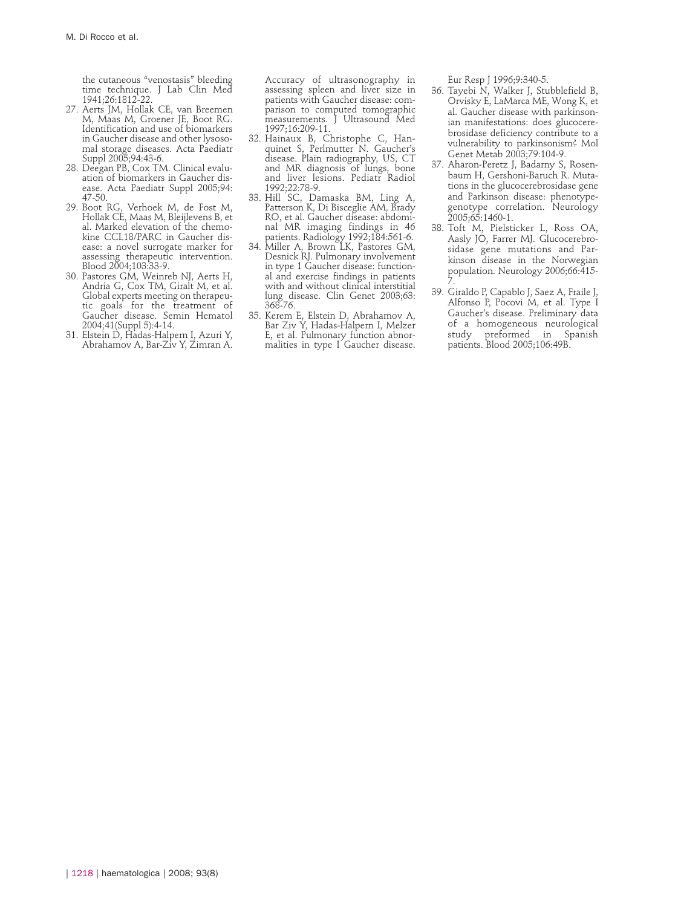the cutaneous "venostasis" bleeding time technique. J Lab Clin Med 1941;26:1812-22.

27. Aerts JM, Hollak CE, van Breemen M, Maas M, Groener JE, Boot RG. Identification and use of biomarkers in Gaucher disease and other lysosomal storage diseases. Acta Paediatr Suppl 2005;94:43-6.
28. Deegan PB, Cox TM. Clinical evaluation of biomarkers in Gaucher disease. Acta Paediatr Suppl 2005;94: 47-50.
29. Boot RG, Verhoek M, de Fost M, Hollak CE, Maas M, Bleijlevens B, et al. Marked elevation of the chemokine CCL18/PARC in Gaucher disease: a novel surrogate marker for assessing therapeutic intervention. Blood 2004;103:33-9.
30. Pastores GM, Weinreb NJ, Aerts H, Andria G, Cox TM, Giralt M, et al. Global experts meeting on therapeutic goals for the treatment of Gaucher disease. Semin Hematol 2004;41(Suppl 5):4-14.
31. Elstein D, Hadas-Halpern I, Azuri Y, Abrahamov A, Bar-Ziv Y, Zimran A. Accuracy of ultrasonography in assessing spleen and liver size in patients with Gaucher disease: comparison to computed tomographic measurements. J Ultrasound Med 1997;16:209-11.
32. Hainaux B, Christophe C, Hanquinet S, Perlmutter N. Gaucher's disease. Plain radiography, US, CT and MR diagnosis of lungs, bone and liver lesions. Pediatr Radiol 1992;22:78-9.
33. Hill SC, Damaska BM, Ling A, Patterson K, Di Bisceglie AM, Brady RO, et al. Gaucher disease: abdominal MR imaging findings in 46 patients. Radiology 1992;184:561-6.
34. Miller A, Brown LK, Pastores GM, Desnick RJ. Pulmonary involvement in type 1 Gaucher disease: functional and exercise findings in patients with and without clinical interstitial lung disease. Clin Genet 2003;63: 368-76.
35. Kerem E, Elstein D, Abrahamov A, Bar Ziv Y, Hadas-Halpern I, Melzer E, et al. Pulmonary function abnormalities in type I Gaucher disease. Eur Resp J 1996;9:340-5.
36. Tayebi N, Walker J, Stubblefield B, Orvisky E, LaMarca ME, Wong K, et al. Gaucher disease with parkinsonian manifestations: does glucocerebrosidase deficiency contribute to a vulnerability to parkinsonism? Mol Genet Metab 2003;79:104-9.
37. Aharon-Peretz J, Badarny S, Rosenbaum H, Gershoni-Baruch R. Mutations in the glucocerebrosidase gene and Parkinson disease: phenotype-genotype correlation. Neurology 2005;65:1460-1.
38. Toft M, Pielsticker L, Ross OA, Aasly JO, Farrer MJ. Glucocerebrosidase gene mutations and Parkinson disease in the Norwegian population. Neurology 2006;66:415-7.
39. Giraldo P, Capablo J, Saez A, Fraile J, Alfonso P, Pocovi M, et al. Type I Gaucher's disease. Preliminary data of a homogeneous neurological study preformed in Spanish patients. Blood 2005;106:49B.